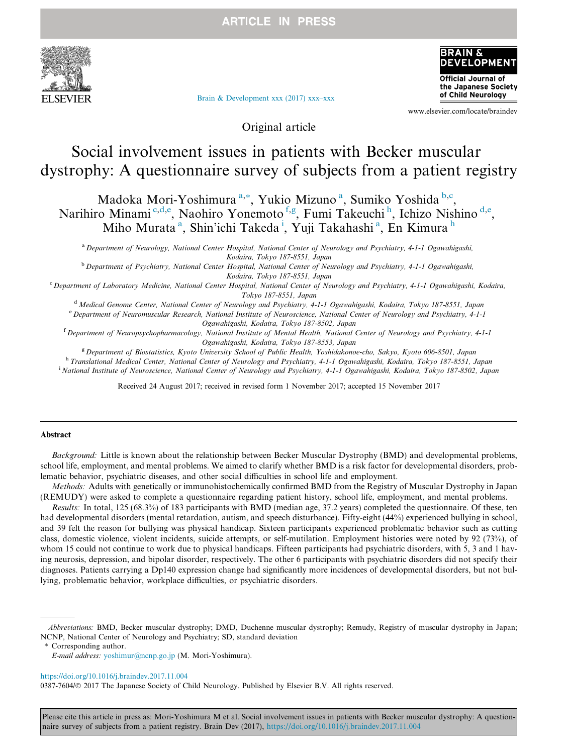Original article

# Social involvement issues in patients with Becker muscular dystrophy: A questionnaire survey of subjects from a patient registry

Madoka Mori-Yoshimura [a,*], Yukio Mizuno [a], Sumiko Yoshida [b,c], Narihiro Minami [c,d,e], Naohiro Yonemoto [f,g], Fumi Takeuchi [h], Ichizo Nishino [d,e], Miho Murata [a], Shin'ichi Takeda [i], Yuji Takahashi [a], En Kimura [h]

[a] Department of Neurology, National Center Hospital, National Center of Neurology and Psychiatry, 4-1-1 Ogawahigashi, Kodaira, Tokyo 187-8551, Japan

[b] Department of Psychiatry, National Center Hospital, National Center of Neurology and Psychiatry, 4-1-1 Ogawahigashi, Kodaira, Tokyo 187-8551, Japan

[c] Department of Laboratory Medicine, National Center Hospital, National Center of Neurology and Psychiatry, 4-1-1 Ogawahigashi, Kodaira, Tokyo 187-8551, Japan

[d] Medical Genome Center, National Center of Neurology and Psychiatry, 4-1-1 Ogawahigashi, Kodaira, Tokyo 187-8551, Japan

[e] Department of Neuromuscular Research, National Institute of Neuroscience, National Center of Neurology and Psychiatry, 4-1-1 Ogawahigashi, Kodaira, Tokyo 187-8502, Japan

[f] Department of Neuropsychopharmacology, National Institute of Mental Health, National Center of Neurology and Psychiatry, 4-1-1 Ogawahigashi, Kodaira, Tokyo 187-8553, Japan

[g] Department of Biostatistics, Kyoto University School of Public Health, Yoshidakonoe-cho, Sakyo, Kyoto 606-8501, Japan

[h] Translational Medical Center, National Center of Neurology and Psychiatry, 4-1-1 Ogawahigashi, Kodaira, Tokyo 187-8551, Japan

[i] National Institute of Neuroscience, National Center of Neurology and Psychiatry, 4-1-1 Ogawahigashi, Kodaira, Tokyo 187-8502, Japan

Received 24 August 2017; received in revised form 1 November 2017; accepted 15 November 2017

## Abstract

*Background:* Little is known about the relationship between Becker Muscular Dystrophy (BMD) and developmental problems, school life, employment, and mental problems. We aimed to clarify whether BMD is a risk factor for developmental disorders, problematic behavior, psychiatric diseases, and other social difficulties in school life and employment.

*Methods:* Adults with genetically or immunohistochemically confirmed BMD from the Registry of Muscular Dystrophy in Japan (REMUDY) were asked to complete a questionnaire regarding patient history, school life, employment, and mental problems.

*Results:* In total, 125 (68.3%) of 183 participants with BMD (median age, 37.2 years) completed the questionnaire. Of these, ten had developmental disorders (mental retardation, autism, and speech disturbance). Fifty-eight (44%) experienced bullying in school, and 39 felt the reason for bullying was physical handicap. Sixteen participants experienced problematic behavior such as cutting class, domestic violence, violent incidents, suicide attempts, or self-mutilation. Employment histories were noted by 92 (73%), of whom 15 could not continue to work due to physical handicaps. Fifteen participants had psychiatric disorders, with 5, 3 and 1 having neurosis, depression, and bipolar disorder, respectively. The other 6 participants with psychiatric disorders did not specify their diagnoses. Patients carrying a Dp140 expression change had significantly more incidences of developmental disorders, but not bullying, problematic behavior, workplace difficulties, or psychiatric disorders.

---

*Abbreviations:* BMD, Becker muscular dystrophy; DMD, Duchenne muscular dystrophy; Remudy, Registry of muscular dystrophy in Japan; NCNP, National Center of Neurology and Psychiatry; SD, standard deviation

\* Corresponding author.

*E-mail address:* yoshimur@ncnp.go.jp (M. Mori-Yoshimura).

https://doi.org/10.1016/j.braindev.2017.11.004

0387-7604/© 2017 The Japanese Society of Child Neurology. Published by Elsevier B.V. All rights reserved.

Please cite this article in press as: Mori-Yoshimura M et al. Social involvement issues in patients with Becker muscular dystrophy: A questionnaire survey of subjects from a patient registry. Brain Dev (2017), https://doi.org/10.1016/j.braindev.2017.11.004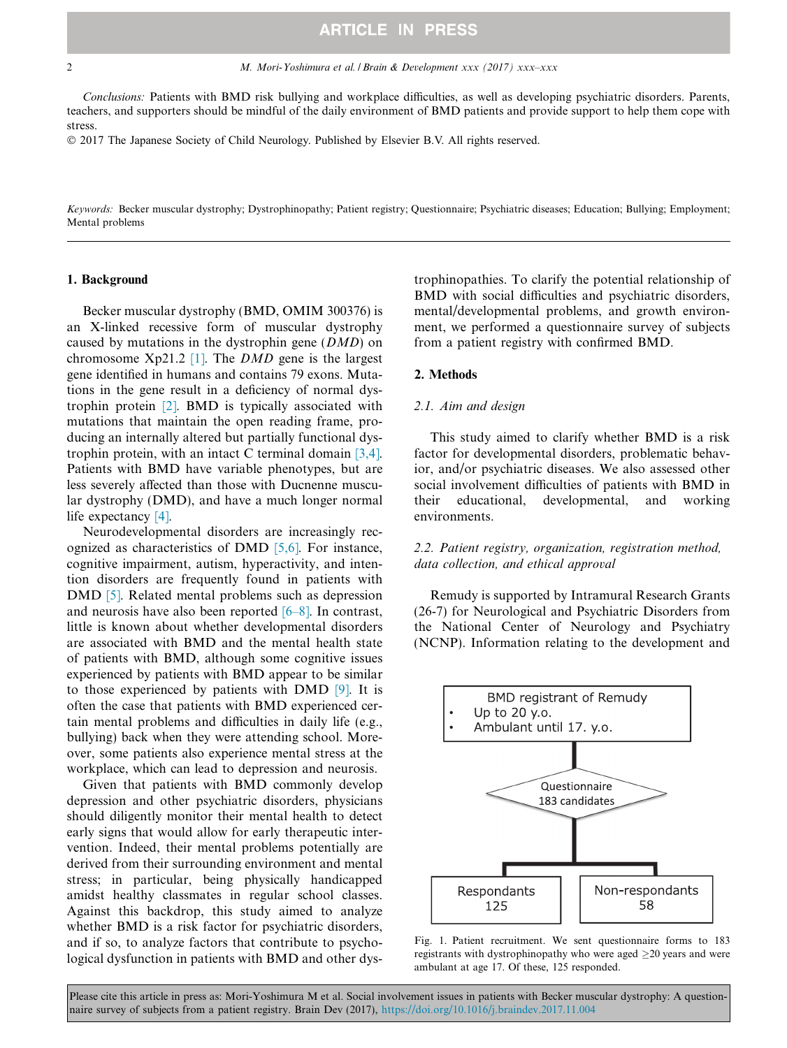*Conclusions:* Patients with BMD risk bullying and workplace difficulties, as well as developing psychiatric disorders. Parents, teachers, and supporters should be mindful of the daily environment of BMD patients and provide support to help them cope with stress.

© 2017 The Japanese Society of Child Neurology. Published by Elsevier B.V. All rights reserved.

*Keywords:* Becker muscular dystrophy; Dystrophinopathy; Patient registry; Questionnaire; Psychiatric diseases; Education; Bullying; Employment; Mental problems

## 1. Background

Becker muscular dystrophy (BMD, OMIM 300376) is an X-linked recessive form of muscular dystrophy caused by mutations in the dystrophin gene (*DMD*) on chromosome Xp21.2 [1]. The *DMD* gene is the largest gene identified in humans and contains 79 exons. Mutations in the gene result in a deficiency of normal dystrophin protein [2]. BMD is typically associated with mutations that maintain the open reading frame, producing an internally altered but partially functional dystrophin protein, with an intact C terminal domain [3,4]. Patients with BMD have variable phenotypes, but are less severely affected than those with Ducnenne muscular dystrophy (DMD), and have a much longer normal life expectancy [4].

Neurodevelopmental disorders are increasingly recognized as characteristics of DMD [5,6]. For instance, cognitive impairment, autism, hyperactivity, and intention disorders are frequently found in patients with DMD [5]. Related mental problems such as depression and neurosis have also been reported [6–8]. In contrast, little is known about whether developmental disorders are associated with BMD and the mental health state of patients with BMD, although some cognitive issues experienced by patients with BMD appear to be similar to those experienced by patients with DMD [9]. It is often the case that patients with BMD experienced certain mental problems and difficulties in daily life (e.g., bullying) back when they were attending school. Moreover, some patients also experience mental stress at the workplace, which can lead to depression and neurosis.

Given that patients with BMD commonly develop depression and other psychiatric disorders, physicians should diligently monitor their mental health to detect early signs that would allow for early therapeutic intervention. Indeed, their mental problems potentially are derived from their surrounding environment and mental stress; in particular, being physically handicapped amidst healthy classmates in regular school classes. Against this backdrop, this study aimed to analyze whether BMD is a risk factor for psychiatric disorders, and if so, to analyze factors that contribute to psychological dysfunction in patients with BMD and other dystrophinopathies. To clarify the potential relationship of BMD with social difficulties and psychiatric disorders, mental/developmental problems, and growth environment, we performed a questionnaire survey of subjects from a patient registry with confirmed BMD.

## 2. Methods

### 2.1. Aim and design

This study aimed to clarify whether BMD is a risk factor for developmental disorders, problematic behavior, and/or psychiatric diseases. We also assessed other social involvement difficulties of patients with BMD in their educational, developmental, and working environments.

### 2.2. Patient registry, organization, registration method, data collection, and ethical approval

Remudy is supported by Intramural Research Grants (26-7) for Neurological and Psychiatric Disorders from the National Center of Neurology and Psychiatry (NCNP). Information relating to the development and

BMD registrant of Remudy
- Up to 20 y.o.
- Ambulant until 17. y.o.

Questionnaire
183 candidates

Respondants
125

Non-respondants
58

Fig. 1. Patient recruitment. We sent questionnaire forms to 183 registrants with dystrophinopathy who were aged ≥20 years and were ambulant at age 17. Of these, 125 responded.

Please cite this article in press as: Mori-Yoshimura M et al. Social involvement issues in patients with Becker muscular dystrophy: A questionnaire survey of subjects from a patient registry. Brain Dev (2017), https://doi.org/10.1016/j.braindev.2017.11.004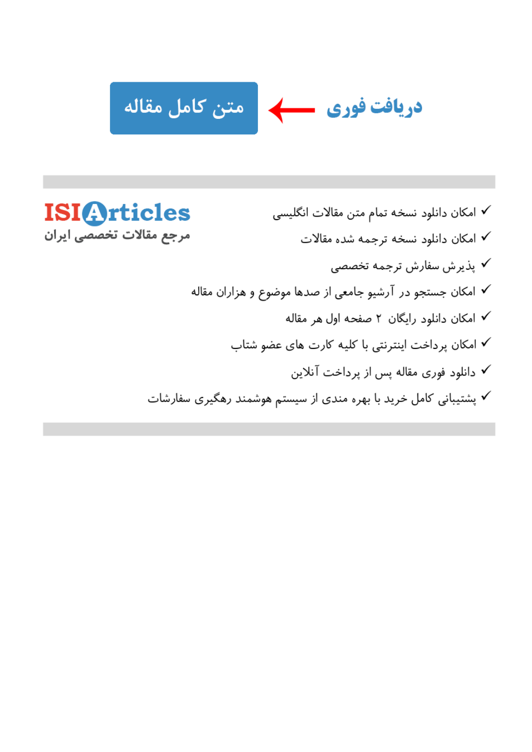دریافت فوری ← متن کامل مقاله

ISIArticles
مرجع مقالات تخصصی ایران

- ✓ امکان دانلود نسخه تمام متن مقالات انگلیسی
- ✓ امکان دانلود نسخه ترجمه شده مقالات
- ✓ پذیرش سفارش ترجمه تخصصی
- ✓ امکان جستجو در آرشیو جامعی از صدها موضوع و هزاران مقاله
- ✓ امکان دانلود رایگان ۲ صفحه اول هر مقاله
- ✓ امکان پرداخت اینترنتی با کلیه کارت های عضو شتاب
- ✓ دانلود فوری مقاله پس از پرداخت آنلاین
- ✓ پشتیبانی کامل خرید با بهره مندی از سیستم هوشمند رهگیری سفارشات